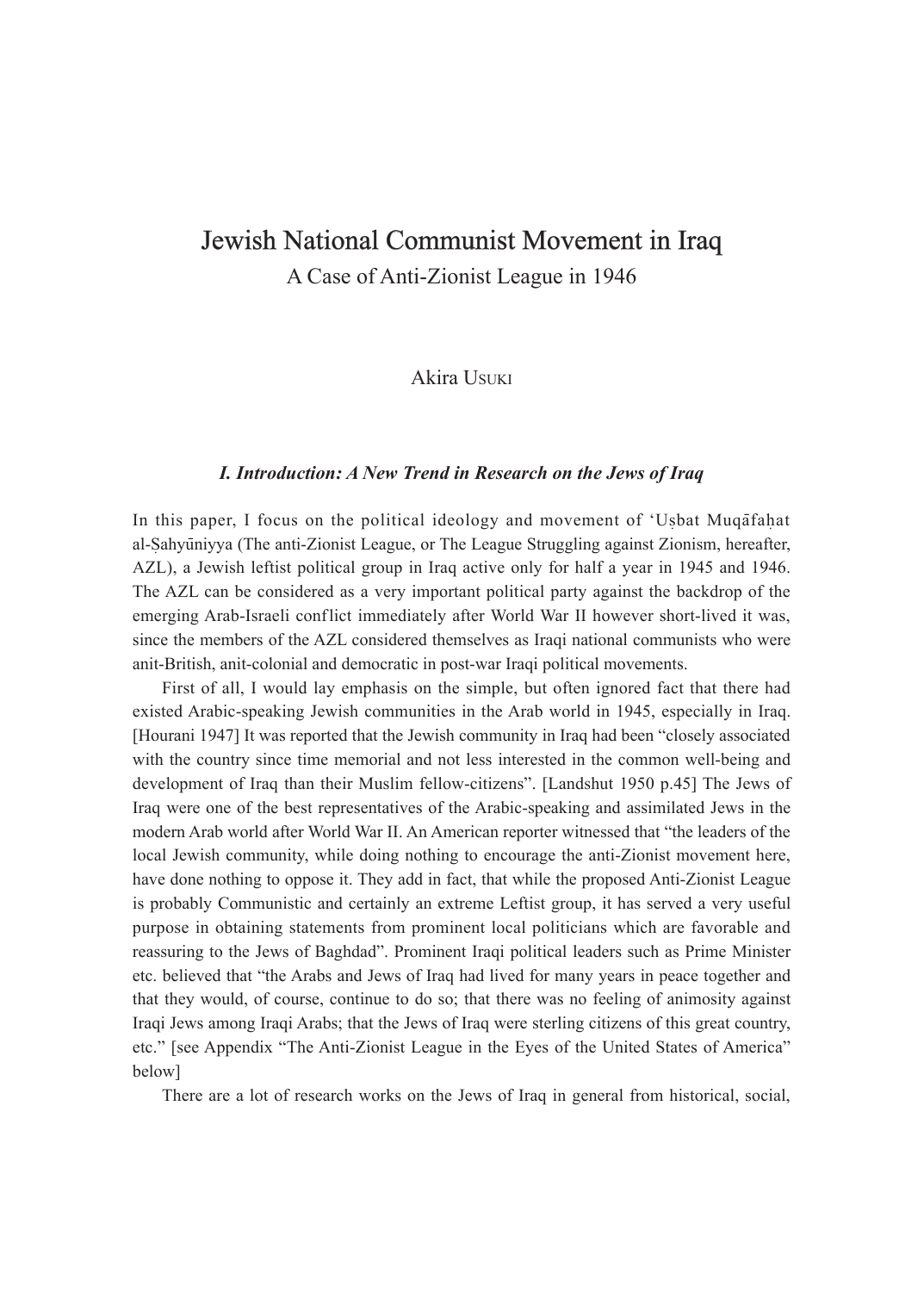# Jewish National Communist Movement in Iraq

A Case of Anti-Zionist League in 1946

Akira Usuki

### *I. Introduction: A New Trend in Research on the Jews of Iraq*

In this paper, I focus on the political ideology and movement of ʻUṣbat Muqāfaḥat al-Ṣahyūniyya (The anti-Zionist League, or The League Struggling against Zionism, hereafter, AZL), a Jewish leftist political group in Iraq active only for half a year in 1945 and 1946. The AZL can be considered as a very important political party against the backdrop of the emerging Arab-Israeli conflict immediately after World War II however short-lived it was, since the members of the AZL considered themselves as Iraqi national communists who were anit-British, anit-colonial and democratic in post-war Iraqi political movements.

First of all, I would lay emphasis on the simple, but often ignored fact that there had existed Arabic-speaking Jewish communities in the Arab world in 1945, especially in Iraq. [Hourani 1947] It was reported that the Jewish community in Iraq had been "closely associated with the country since time memorial and not less interested in the common well-being and development of Iraq than their Muslim fellow-citizens". [Landshut 1950 p.45] The Jews of Iraq were one of the best representatives of the Arabic-speaking and assimilated Jews in the modern Arab world after World War II. An American reporter witnessed that "the leaders of the local Jewish community, while doing nothing to encourage the anti-Zionist movement here, have done nothing to oppose it. They add in fact, that while the proposed Anti-Zionist League is probably Communistic and certainly an extreme Leftist group, it has served a very useful purpose in obtaining statements from prominent local politicians which are favorable and reassuring to the Jews of Baghdad". Prominent Iraqi political leaders such as Prime Minister etc. believed that "the Arabs and Jews of Iraq had lived for many years in peace together and that they would, of course, continue to do so; that there was no feeling of animosity against Iraqi Jews among Iraqi Arabs; that the Jews of Iraq were sterling citizens of this great country, etc." [see Appendix "The Anti-Zionist League in the Eyes of the United States of America" below]

There are a lot of research works on the Jews of Iraq in general from historical, social,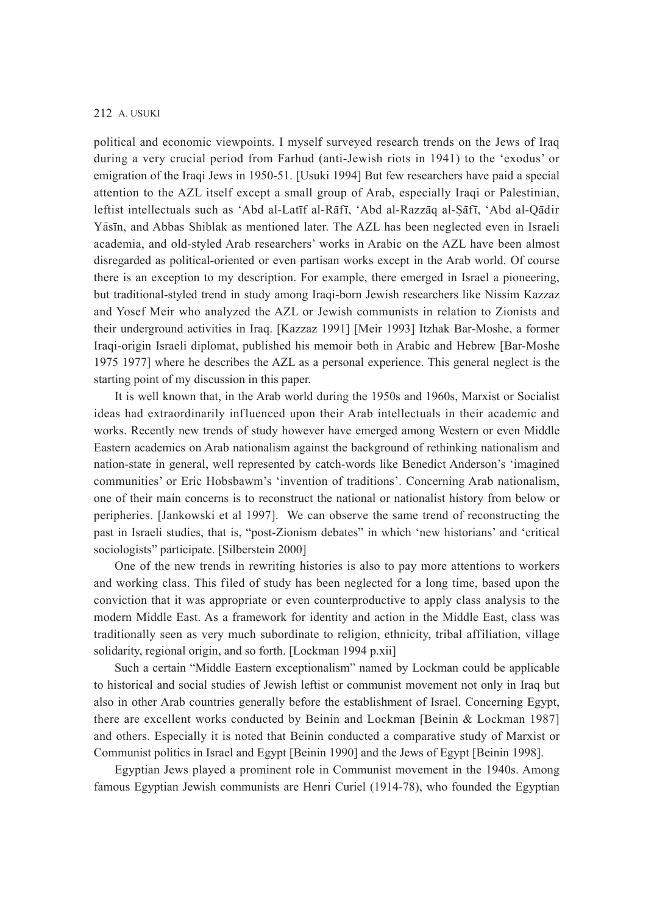political and economic viewpoints. I myself surveyed research trends on the Jews of Iraq during a very crucial period from Farhud (anti-Jewish riots in 1941) to the 'exodus' or emigration of the Iraqi Jews in 1950-51. [Usuki 1994] But few researchers have paid a special attention to the AZL itself except a small group of Arab, especially Iraqi or Palestinian, leftist intellectuals such as 'Abd al-Latīf al-Rāfī, 'Abd al-Razzāq al-Ṣāfī, 'Abd al-Qādir Yāsīn, and Abbas Shiblak as mentioned later. The AZL has been neglected even in Israeli academia, and old-styled Arab researchers' works in Arabic on the AZL have been almost disregarded as political-oriented or even partisan works except in the Arab world. Of course there is an exception to my description. For example, there emerged in Israel a pioneering, but traditional-styled trend in study among Iraqi-born Jewish researchers like Nissim Kazzaz and Yosef Meir who analyzed the AZL or Jewish communists in relation to Zionists and their underground activities in Iraq. [Kazzaz 1991] [Meir 1993] Itzhak Bar-Moshe, a former Iraqi-origin Israeli diplomat, published his memoir both in Arabic and Hebrew [Bar-Moshe 1975 1977] where he describes the AZL as a personal experience. This general neglect is the starting point of my discussion in this paper.

It is well known that, in the Arab world during the 1950s and 1960s, Marxist or Socialist ideas had extraordinarily influenced upon their Arab intellectuals in their academic and works. Recently new trends of study however have emerged among Western or even Middle Eastern academics on Arab nationalism against the background of rethinking nationalism and nation-state in general, well represented by catch-words like Benedict Anderson's 'imagined communities' or Eric Hobsbawm's 'invention of traditions'. Concerning Arab nationalism, one of their main concerns is to reconstruct the national or nationalist history from below or peripheries. [Jankowski et al 1997]. We can observe the same trend of reconstructing the past in Israeli studies, that is, "post-Zionism debates" in which 'new historians' and 'critical sociologists" participate. [Silberstein 2000]

One of the new trends in rewriting histories is also to pay more attentions to workers and working class. This filed of study has been neglected for a long time, based upon the conviction that it was appropriate or even counterproductive to apply class analysis to the modern Middle East. As a framework for identity and action in the Middle East, class was traditionally seen as very much subordinate to religion, ethnicity, tribal affiliation, village solidarity, regional origin, and so forth. [Lockman 1994 p.xii]

Such a certain "Middle Eastern exceptionalism" named by Lockman could be applicable to historical and social studies of Jewish leftist or communist movement not only in Iraq but also in other Arab countries generally before the establishment of Israel. Concerning Egypt, there are excellent works conducted by Beinin and Lockman [Beinin & Lockman 1987] and others. Especially it is noted that Beinin conducted a comparative study of Marxist or Communist politics in Israel and Egypt [Beinin 1990] and the Jews of Egypt [Beinin 1998].

Egyptian Jews played a prominent role in Communist movement in the 1940s. Among famous Egyptian Jewish communists are Henri Curiel (1914-78), who founded the Egyptian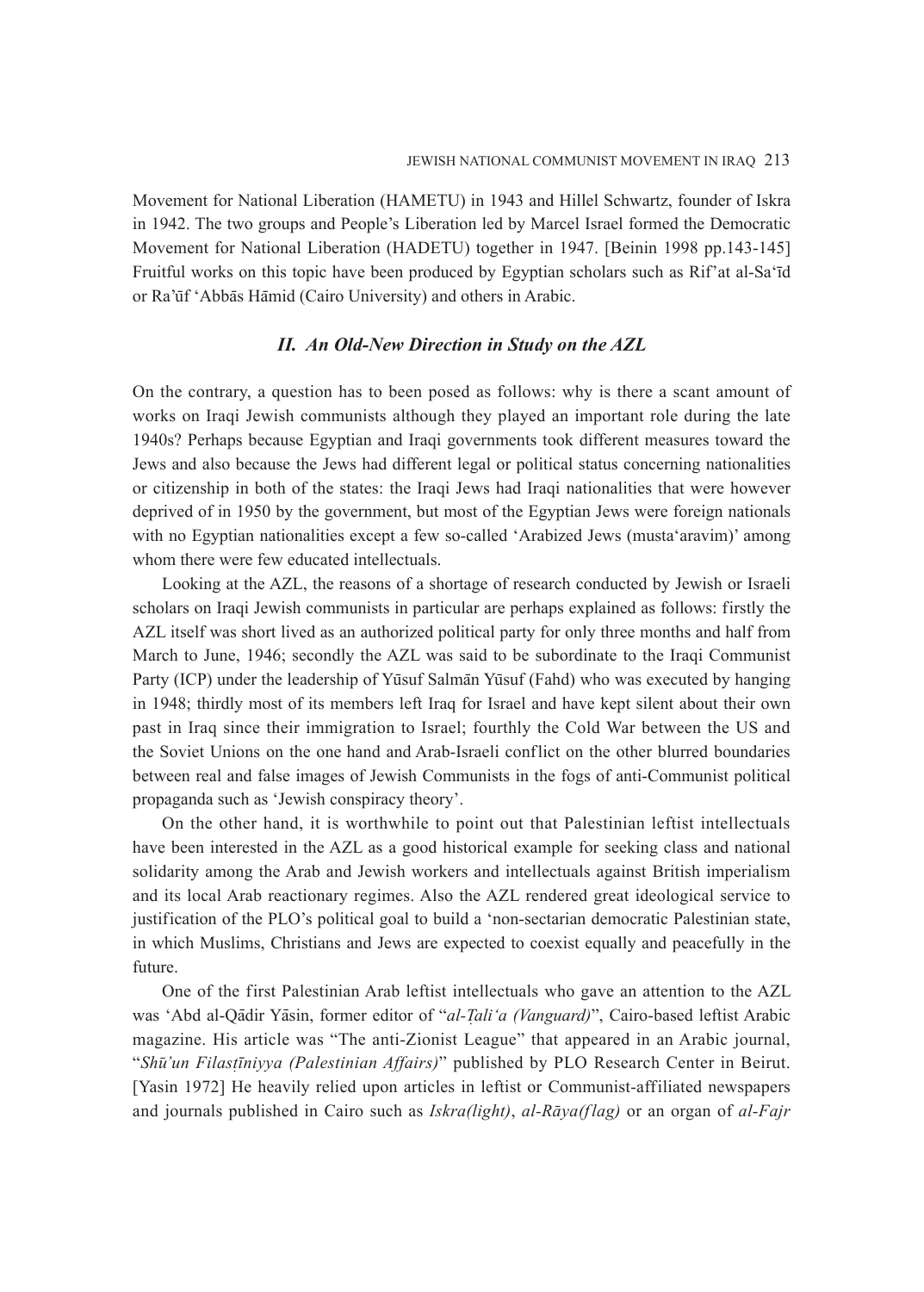Movement for National Liberation (HAMETU) in 1943 and Hillel Schwartz, founder of Iskra in 1942. The two groups and People's Liberation led by Marcel Israel formed the Democratic Movement for National Liberation (HADETU) together in 1947. [Beinin 1998 pp.143-145] Fruitful works on this topic have been produced by Egyptian scholars such as Rif'at al-Sa'īd or Ra'ūf 'Abbās Hāmid (Cairo University) and others in Arabic.

## *II. An Old-New Direction in Study on the AZL*

On the contrary, a question has to been posed as follows: why is there a scant amount of works on Iraqi Jewish communists although they played an important role during the late 1940s? Perhaps because Egyptian and Iraqi governments took different measures toward the Jews and also because the Jews had different legal or political status concerning nationalities or citizenship in both of the states: the Iraqi Jews had Iraqi nationalities that were however deprived of in 1950 by the government, but most of the Egyptian Jews were foreign nationals with no Egyptian nationalities except a few so-called 'Arabized Jews (musta'aravim)' among whom there were few educated intellectuals.

Looking at the AZL, the reasons of a shortage of research conducted by Jewish or Israeli scholars on Iraqi Jewish communists in particular are perhaps explained as follows: firstly the AZL itself was short lived as an authorized political party for only three months and half from March to June, 1946; secondly the AZL was said to be subordinate to the Iraqi Communist Party (ICP) under the leadership of Yūsuf Salmān Yūsuf (Fahd) who was executed by hanging in 1948; thirdly most of its members left Iraq for Israel and have kept silent about their own past in Iraq since their immigration to Israel; fourthly the Cold War between the US and the Soviet Unions on the one hand and Arab-Israeli conflict on the other blurred boundaries between real and false images of Jewish Communists in the fogs of anti-Communist political propaganda such as 'Jewish conspiracy theory'.

On the other hand, it is worthwhile to point out that Palestinian leftist intellectuals have been interested in the AZL as a good historical example for seeking class and national solidarity among the Arab and Jewish workers and intellectuals against British imperialism and its local Arab reactionary regimes. Also the AZL rendered great ideological service to justification of the PLO's political goal to build a 'non-sectarian democratic Palestinian state, in which Muslims, Christians and Jews are expected to coexist equally and peacefully in the future.

One of the first Palestinian Arab leftist intellectuals who gave an attention to the AZL was 'Abd al-Qādir Yāsin, former editor of "*al-Ṭali'a (Vanguard)*", Cairo-based leftist Arabic magazine. His article was "The anti-Zionist League" that appeared in an Arabic journal, "*Shū'un Filasṭīniyya (Palestinian Affairs)*" published by PLO Research Center in Beirut. [Yasin 1972] He heavily relied upon articles in leftist or Communist-affiliated newspapers and journals published in Cairo such as *Iskra(light)*, *al-Rāya(flag)* or an organ of *al-Fajr*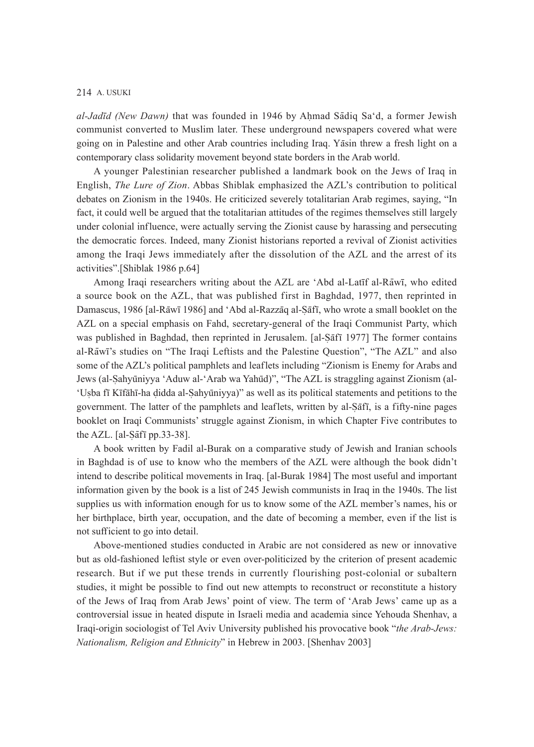*al-Jadīd (New Dawn)* that was founded in 1946 by Aḥmad Sādiq Sa'd, a former Jewish communist converted to Muslim later. These underground newspapers covered what were going on in Palestine and other Arab countries including Iraq. Yāsin threw a fresh light on a contemporary class solidarity movement beyond state borders in the Arab world.

A younger Palestinian researcher published a landmark book on the Jews of Iraq in English, *The Lure of Zion*. Abbas Shiblak emphasized the AZL's contribution to political debates on Zionism in the 1940s. He criticized severely totalitarian Arab regimes, saying, "In fact, it could well be argued that the totalitarian attitudes of the regimes themselves still largely under colonial influence, were actually serving the Zionist cause by harassing and persecuting the democratic forces. Indeed, many Zionist historians reported a revival of Zionist activities among the Iraqi Jews immediately after the dissolution of the AZL and the arrest of its activities".[Shiblak 1986 p.64]

Among Iraqi researchers writing about the AZL are 'Abd al-Latīf al-Rāwī, who edited a source book on the AZL, that was published first in Baghdad, 1977, then reprinted in Damascus, 1986 [al-Rāwī 1986] and 'Abd al-Razzāq al-Ṣāfī, who wrote a small booklet on the AZL on a special emphasis on Fahd, secretary-general of the Iraqi Communist Party, which was published in Baghdad, then reprinted in Jerusalem. [al-Ṣāfī 1977] The former contains al-Rāwī's studies on "The Iraqi Leftists and the Palestine Question", "The AZL" and also some of the AZL's political pamphlets and leaflets including "Zionism is Enemy for Arabs and Jews (al-Ṣahyūniyya 'Aduw al-'Arab wa Yahūd)", "The AZL is straggling against Zionism (al-'Uṣba fī Kīfāhī-ha ḍidda al-Ṣahyūniyya)" as well as its political statements and petitions to the government. The latter of the pamphlets and leaflets, written by al-Ṣāfī, is a fifty-nine pages booklet on Iraqi Communists' struggle against Zionism, in which Chapter Five contributes to the AZL. [al-Ṣāfī pp.33-38].

A book written by Fadil al-Burak on a comparative study of Jewish and Iranian schools in Baghdad is of use to know who the members of the AZL were although the book didn't intend to describe political movements in Iraq. [al-Burak 1984] The most useful and important information given by the book is a list of 245 Jewish communists in Iraq in the 1940s. The list supplies us with information enough for us to know some of the AZL member's names, his or her birthplace, birth year, occupation, and the date of becoming a member, even if the list is not sufficient to go into detail.

Above-mentioned studies conducted in Arabic are not considered as new or innovative but as old-fashioned leftist style or even over-politicized by the criterion of present academic research. But if we put these trends in currently flourishing post-colonial or subaltern studies, it might be possible to find out new attempts to reconstruct or reconstitute a history of the Jews of Iraq from Arab Jews' point of view. The term of 'Arab Jews' came up as a controversial issue in heated dispute in Israeli media and academia since Yehouda Shenhav, a Iraqi-origin sociologist of Tel Aviv University published his provocative book "*the Arab-Jews: Nationalism, Religion and Ethnicity*" in Hebrew in 2003. [Shenhav 2003]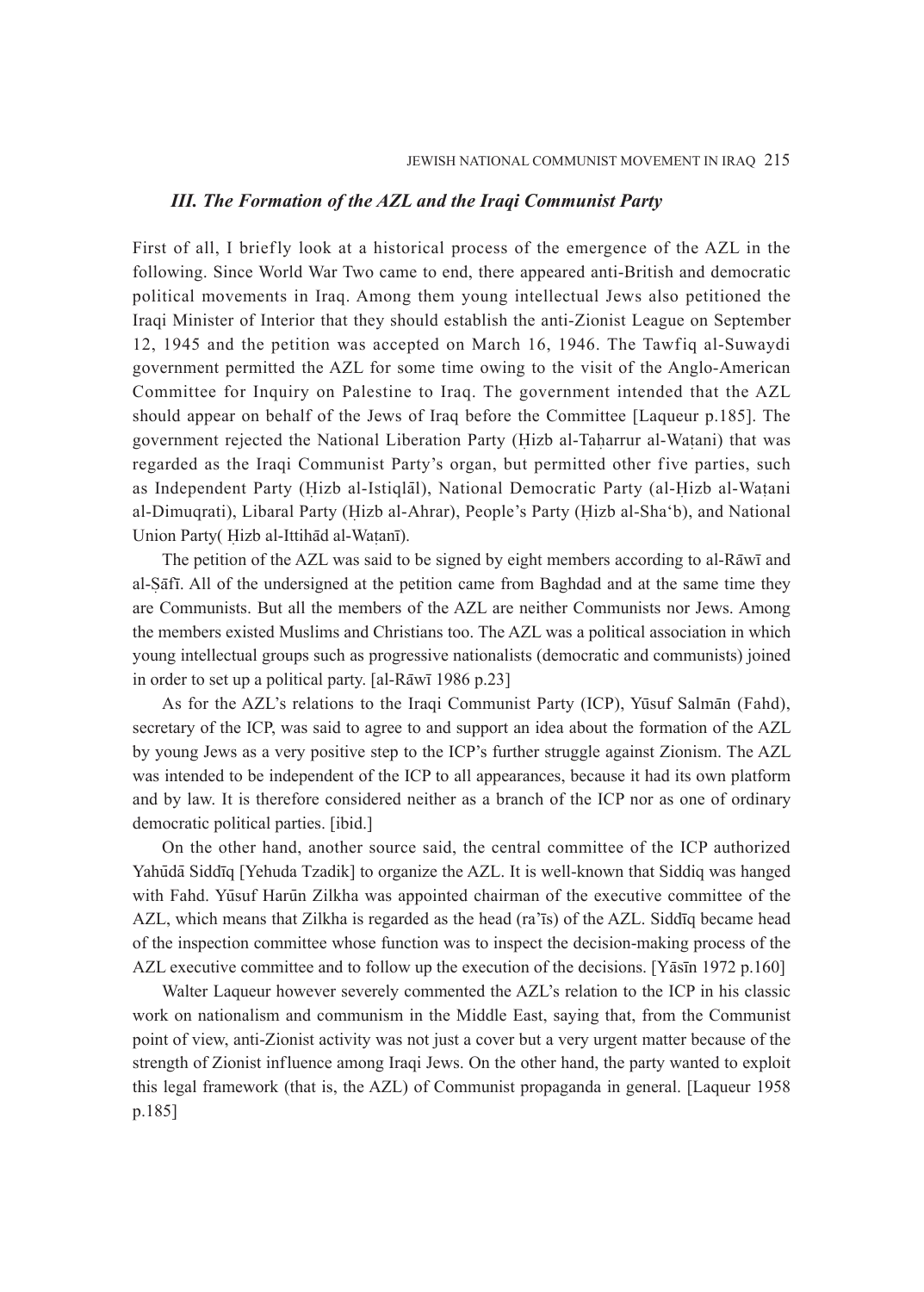### *III. The Formation of the AZL and the Iraqi Communist Party*

First of all, I briefly look at a historical process of the emergence of the AZL in the following. Since World War Two came to end, there appeared anti-British and democratic political movements in Iraq. Among them young intellectual Jews also petitioned the Iraqi Minister of Interior that they should establish the anti-Zionist League on September 12, 1945 and the petition was accepted on March 16, 1946. The Tawfiq al-Suwaydi government permitted the AZL for some time owing to the visit of the Anglo-American Committee for Inquiry on Palestine to Iraq. The government intended that the AZL should appear on behalf of the Jews of Iraq before the Committee [Laqueur p.185]. The government rejected the National Liberation Party (Ḥizb al-Taḥarrur al-Waṭani) that was regarded as the Iraqi Communist Party's organ, but permitted other five parties, such as Independent Party (Ḥizb al-Istiqlāl), National Democratic Party (al-Ḥizb al-Waṭani al-Dimuqrati), Libaral Party (Ḥizb al-Ahrar), People's Party (Ḥizb al-Sha'b), and National Union Party( Ḥizb al-Ittihād al-Waṭanī).

The petition of the AZL was said to be signed by eight members according to al-Rāwī and al-Ṣāfī. All of the undersigned at the petition came from Baghdad and at the same time they are Communists. But all the members of the AZL are neither Communists nor Jews. Among the members existed Muslims and Christians too. The AZL was a political association in which young intellectual groups such as progressive nationalists (democratic and communists) joined in order to set up a political party. [al-Rāwī 1986 p.23]

As for the AZL's relations to the Iraqi Communist Party (ICP), Yūsuf Salmān (Fahd), secretary of the ICP, was said to agree to and support an idea about the formation of the AZL by young Jews as a very positive step to the ICP's further struggle against Zionism. The AZL was intended to be independent of the ICP to all appearances, because it had its own platform and by law. It is therefore considered neither as a branch of the ICP nor as one of ordinary democratic political parties. [ibid.]

On the other hand, another source said, the central committee of the ICP authorized Yahūdā Siddīq [Yehuda Tzadik] to organize the AZL. It is well-known that Siddiq was hanged with Fahd. Yūsuf Harūn Zilkha was appointed chairman of the executive committee of the AZL, which means that Zilkha is regarded as the head (ra'īs) of the AZL. Siddīq became head of the inspection committee whose function was to inspect the decision-making process of the AZL executive committee and to follow up the execution of the decisions. [Yāsīn 1972 p.160]

Walter Laqueur however severely commented the AZL's relation to the ICP in his classic work on nationalism and communism in the Middle East, saying that, from the Communist point of view, anti-Zionist activity was not just a cover but a very urgent matter because of the strength of Zionist influence among Iraqi Jews. On the other hand, the party wanted to exploit this legal framework (that is, the AZL) of Communist propaganda in general. [Laqueur 1958 p.185]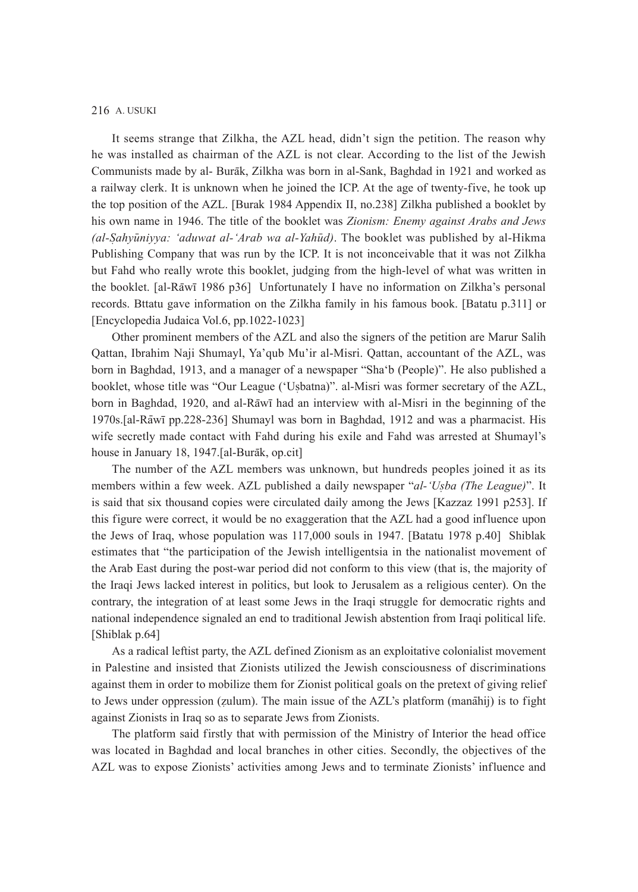It seems strange that Zilkha, the AZL head, didn't sign the petition. The reason why he was installed as chairman of the AZL is not clear. According to the list of the Jewish Communists made by al- Burāk, Zilkha was born in al-Sank, Baghdad in 1921 and worked as a railway clerk. It is unknown when he joined the ICP. At the age of twenty-five, he took up the top position of the AZL. [Burak 1984 Appendix II, no.238] Zilkha published a booklet by his own name in 1946. The title of the booklet was *Zionism: Enemy against Arabs and Jews (al-Ṣahyūniyya: 'aduwat al-'Arab wa al-Yahūd)*. The booklet was published by al-Hikma Publishing Company that was run by the ICP. It is not inconceivable that it was not Zilkha but Fahd who really wrote this booklet, judging from the high-level of what was written in the booklet. [al-Rāwī 1986 p36] Unfortunately I have no information on Zilkha's personal records. Bttatu gave information on the Zilkha family in his famous book. [Batatu p.311] or [Encyclopedia Judaica Vol.6, pp.1022-1023]

Other prominent members of the AZL and also the signers of the petition are Marur Salih Qattan, Ibrahim Naji Shumayl, Ya'qub Mu'ir al-Misri. Qattan, accountant of the AZL, was born in Baghdad, 1913, and a manager of a newspaper "Sha'b (People)". He also published a booklet, whose title was "Our League ('Uṣbatna)". al-Misri was former secretary of the AZL, born in Baghdad, 1920, and al-Rāwī had an interview with al-Misri in the beginning of the 1970s.[al-Rāwī pp.228-236] Shumayl was born in Baghdad, 1912 and was a pharmacist. His wife secretly made contact with Fahd during his exile and Fahd was arrested at Shumayl's house in January 18, 1947.[al-Burāk, op.cit]

The number of the AZL members was unknown, but hundreds peoples joined it as its members within a few week. AZL published a daily newspaper "*al-'Uṣba (The League)*". It is said that six thousand copies were circulated daily among the Jews [Kazzaz 1991 p253]. If this figure were correct, it would be no exaggeration that the AZL had a good influence upon the Jews of Iraq, whose population was 117,000 souls in 1947. [Batatu 1978 p.40] Shiblak estimates that "the participation of the Jewish intelligentsia in the nationalist movement of the Arab East during the post-war period did not conform to this view (that is, the majority of the Iraqi Jews lacked interest in politics, but look to Jerusalem as a religious center). On the contrary, the integration of at least some Jews in the Iraqi struggle for democratic rights and national independence signaled an end to traditional Jewish abstention from Iraqi political life. [Shiblak p.64]

As a radical leftist party, the AZL defined Zionism as an exploitative colonialist movement in Palestine and insisted that Zionists utilized the Jewish consciousness of discriminations against them in order to mobilize them for Zionist political goals on the pretext of giving relief to Jews under oppression (ẓulum). The main issue of the AZL's platform (manāhij) is to fight against Zionists in Iraq so as to separate Jews from Zionists.

The platform said firstly that with permission of the Ministry of Interior the head office was located in Baghdad and local branches in other cities. Secondly, the objectives of the AZL was to expose Zionists' activities among Jews and to terminate Zionists' influence and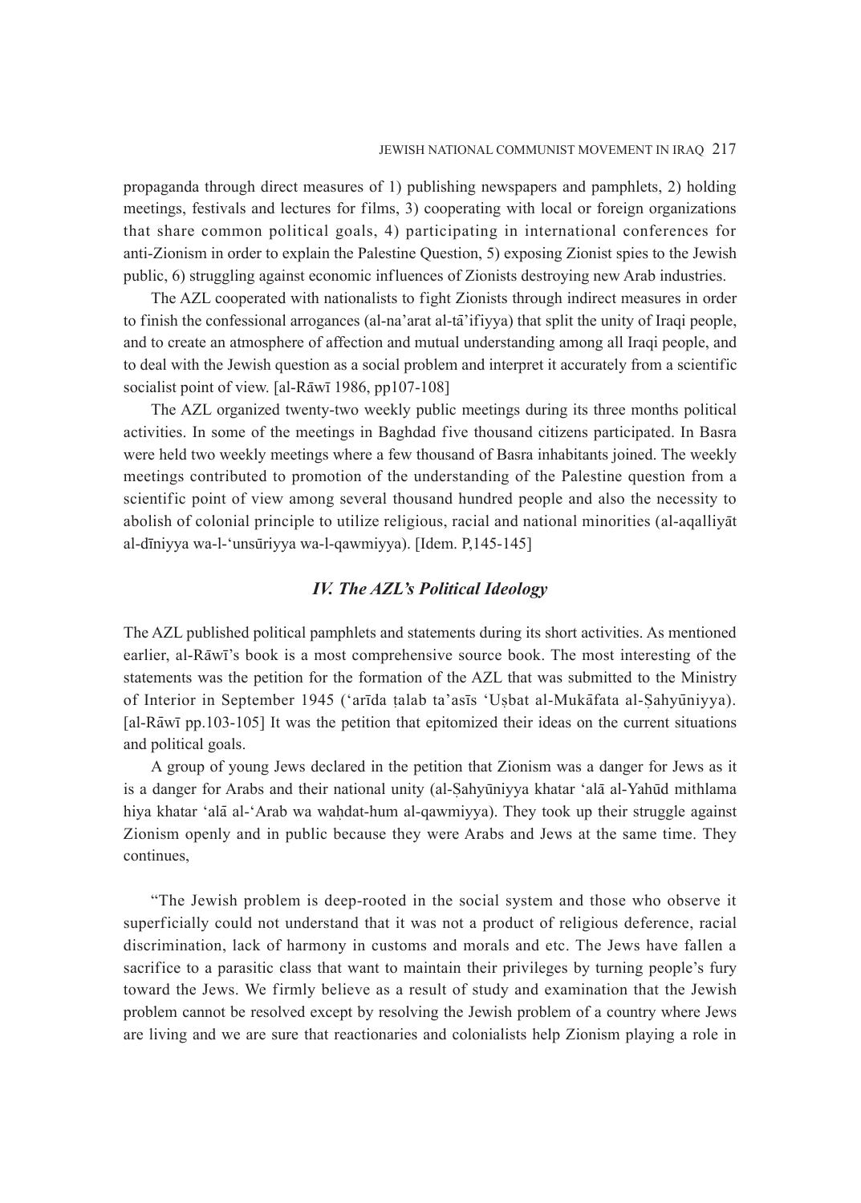propaganda through direct measures of 1) publishing newspapers and pamphlets, 2) holding meetings, festivals and lectures for films, 3) cooperating with local or foreign organizations that share common political goals, 4) participating in international conferences for anti-Zionism in order to explain the Palestine Question, 5) exposing Zionist spies to the Jewish public, 6) struggling against economic influences of Zionists destroying new Arab industries.

The AZL cooperated with nationalists to fight Zionists through indirect measures in order to finish the confessional arrogances (al-na'arat al-tā'ifiyya) that split the unity of Iraqi people, and to create an atmosphere of affection and mutual understanding among all Iraqi people, and to deal with the Jewish question as a social problem and interpret it accurately from a scientific socialist point of view. [al-Rāwī 1986, pp107-108]

The AZL organized twenty-two weekly public meetings during its three months political activities. In some of the meetings in Baghdad five thousand citizens participated. In Basra were held two weekly meetings where a few thousand of Basra inhabitants joined. The weekly meetings contributed to promotion of the understanding of the Palestine question from a scientific point of view among several thousand hundred people and also the necessity to abolish of colonial principle to utilize religious, racial and national minorities (al-aqalliyāt al-dīniyya wa-l-'unsūriyya wa-l-qawmiyya). [Idem. P,145-145]

### *IV. The AZL's Political Ideology*

The AZL published political pamphlets and statements during its short activities. As mentioned earlier, al-Rāwī's book is a most comprehensive source book. The most interesting of the statements was the petition for the formation of the AZL that was submitted to the Ministry of Interior in September 1945 ('arīda ṭalab ta'asīs 'Uṣbat al-Mukāfata al-Ṣahyūniyya). [al-Rāwī pp.103-105] It was the petition that epitomized their ideas on the current situations and political goals.

A group of young Jews declared in the petition that Zionism was a danger for Jews as it is a danger for Arabs and their national unity (al-Ṣahyūniyya khatar 'alā al-Yahūd mithlama hiya khatar 'alā al-'Arab wa waḥdat-hum al-qawmiyya). They took up their struggle against Zionism openly and in public because they were Arabs and Jews at the same time. They continues,

"The Jewish problem is deep-rooted in the social system and those who observe it superficially could not understand that it was not a product of religious deference, racial discrimination, lack of harmony in customs and morals and etc. The Jews have fallen a sacrifice to a parasitic class that want to maintain their privileges by turning people's fury toward the Jews. We firmly believe as a result of study and examination that the Jewish problem cannot be resolved except by resolving the Jewish problem of a country where Jews are living and we are sure that reactionaries and colonialists help Zionism playing a role in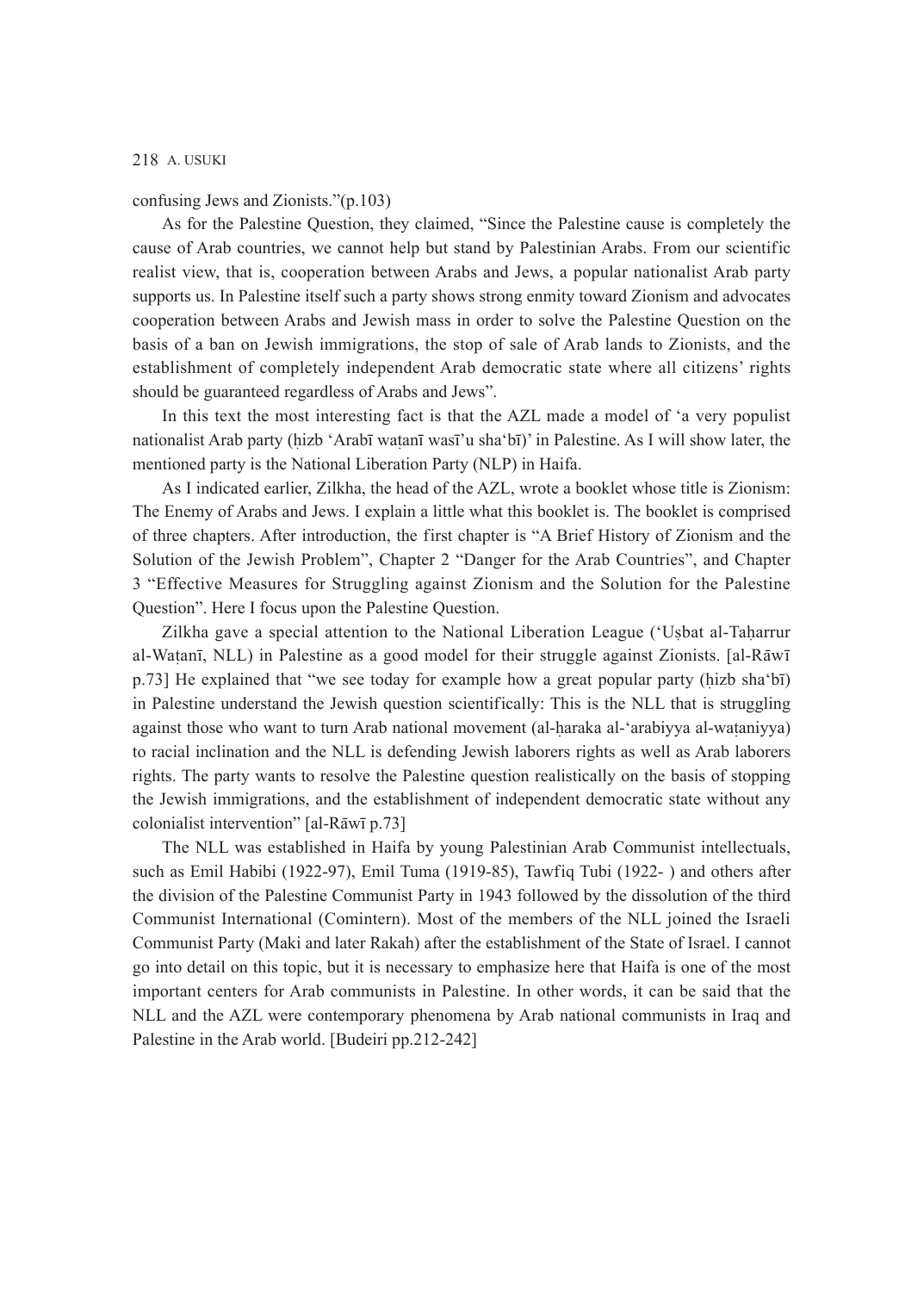confusing Jews and Zionists."(p.103)

As for the Palestine Question, they claimed, "Since the Palestine cause is completely the cause of Arab countries, we cannot help but stand by Palestinian Arabs. From our scientific realist view, that is, cooperation between Arabs and Jews, a popular nationalist Arab party supports us. In Palestine itself such a party shows strong enmity toward Zionism and advocates cooperation between Arabs and Jewish mass in order to solve the Palestine Question on the basis of a ban on Jewish immigrations, the stop of sale of Arab lands to Zionists, and the establishment of completely independent Arab democratic state where all citizens' rights should be guaranteed regardless of Arabs and Jews".

In this text the most interesting fact is that the AZL made a model of 'a very populist nationalist Arab party (ḥizb 'Arabī waṭanī wasī'u sha'bī)' in Palestine. As I will show later, the mentioned party is the National Liberation Party (NLP) in Haifa.

As I indicated earlier, Zilkha, the head of the AZL, wrote a booklet whose title is Zionism: The Enemy of Arabs and Jews. I explain a little what this booklet is. The booklet is comprised of three chapters. After introduction, the first chapter is "A Brief History of Zionism and the Solution of the Jewish Problem", Chapter 2 "Danger for the Arab Countries", and Chapter 3 "Effective Measures for Struggling against Zionism and the Solution for the Palestine Question". Here I focus upon the Palestine Question.

Zilkha gave a special attention to the National Liberation League ('Uṣbat al-Taḥarrur al-Waṭanī, NLL) in Palestine as a good model for their struggle against Zionists. [al-Rāwī p.73] He explained that "we see today for example how a great popular party (ḥizb sha'bī) in Palestine understand the Jewish question scientifically: This is the NLL that is struggling against those who want to turn Arab national movement (al-ḥaraka al-'arabiyya al-waṭaniyya) to racial inclination and the NLL is defending Jewish laborers rights as well as Arab laborers rights. The party wants to resolve the Palestine question realistically on the basis of stopping the Jewish immigrations, and the establishment of independent democratic state without any colonialist intervention" [al-Rāwī p.73]

The NLL was established in Haifa by young Palestinian Arab Communist intellectuals, such as Emil Habibi (1922-97), Emil Tuma (1919-85), Tawfiq Tubi (1922- ) and others after the division of the Palestine Communist Party in 1943 followed by the dissolution of the third Communist International (Comintern). Most of the members of the NLL joined the Israeli Communist Party (Maki and later Rakah) after the establishment of the State of Israel. I cannot go into detail on this topic, but it is necessary to emphasize here that Haifa is one of the most important centers for Arab communists in Palestine. In other words, it can be said that the NLL and the AZL were contemporary phenomena by Arab national communists in Iraq and Palestine in the Arab world. [Budeiri pp.212-242]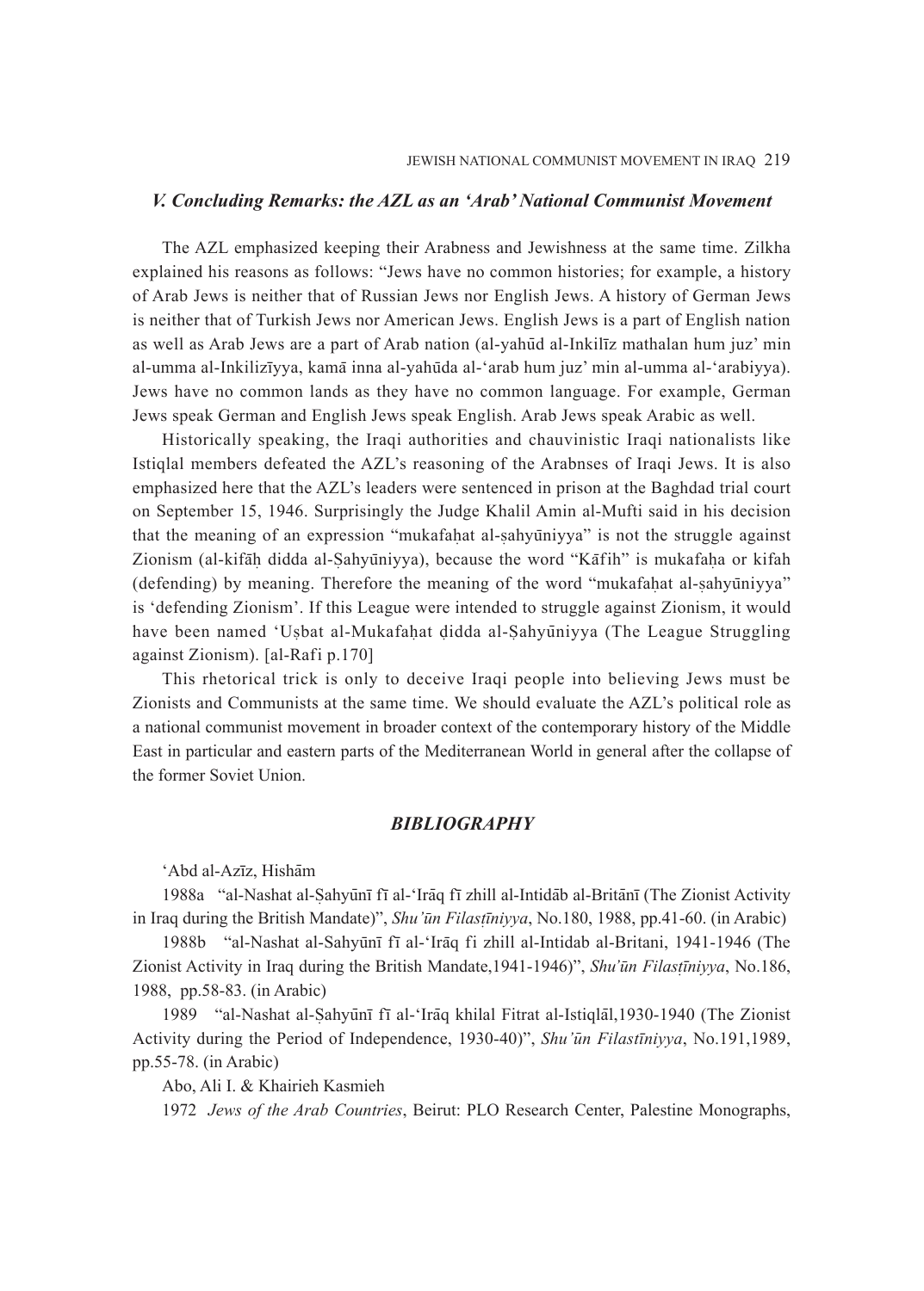### *V. Concluding Remarks: the AZL as an 'Arab' National Communist Movement*

The AZL emphasized keeping their Arabness and Jewishness at the same time. Zilkha explained his reasons as follows: "Jews have no common histories; for example, a history of Arab Jews is neither that of Russian Jews nor English Jews. A history of German Jews is neither that of Turkish Jews nor American Jews. English Jews is a part of English nation as well as Arab Jews are a part of Arab nation (al-yahūd al-Inkilīz mathalan hum juz' min al-umma al-Inkilizīyya, kamā inna al-yahūda al-'arab hum juz' min al-umma al-'arabiyya). Jews have no common lands as they have no common language. For example, German Jews speak German and English Jews speak English. Arab Jews speak Arabic as well.

Historically speaking, the Iraqi authorities and chauvinistic Iraqi nationalists like Istiqlal members defeated the AZL's reasoning of the Arabnses of Iraqi Jews. It is also emphasized here that the AZL's leaders were sentenced in prison at the Baghdad trial court on September 15, 1946. Surprisingly the Judge Khalil Amin al-Mufti said in his decision that the meaning of an expression "mukafaḥat al-ṣahyūniyya" is not the struggle against Zionism (al-kifāḥ didda al-Ṣahyūniyya), because the word "Kāfih" is mukafaḥa or kifah (defending) by meaning. Therefore the meaning of the word "mukafaḥat al-ṣahyūniyya" is 'defending Zionism'. If this League were intended to struggle against Zionism, it would have been named 'Uṣbat al-Mukafaḥat ḍidda al-Ṣahyūniyya (The League Struggling against Zionism). [al-Rafi p.170]

This rhetorical trick is only to deceive Iraqi people into believing Jews must be Zionists and Communists at the same time. We should evaluate the AZL's political role as a national communist movement in broader context of the contemporary history of the Middle East in particular and eastern parts of the Mediterranean World in general after the collapse of the former Soviet Union.

## *BIBLIOGRAPHY*

'Abd al-Azīz, Hishām

1988a "al-Nashat al-Ṣahyūnī fī al-'Irāq fī zhill al-Intidāb al-Britānī (The Zionist Activity in Iraq during the British Mandate)", *Shu'ūn Filasṭīniyya*, No.180, 1988, pp.41-60. (in Arabic)

1988b "al-Nashat al-Sahyūnī fī al-'Irāq fi zhill al-Intidab al-Britani, 1941-1946 (The Zionist Activity in Iraq during the British Mandate,1941-1946)", *Shu'ūn Filasṭīniyya*, No.186, 1988, pp.58-83. (in Arabic)

1989 "al-Nashat al-Ṣahyūnī fī al-'Irāq khilal Fitrat al-Istiqlāl,1930-1940 (The Zionist Activity during the Period of Independence, 1930-40)", *Shu'ūn Filastīniyya*, No.191,1989, pp.55-78. (in Arabic)

Abo, Ali I. & Khairieh Kasmieh

1972 *Jews of the Arab Countries*, Beirut: PLO Research Center, Palestine Monographs,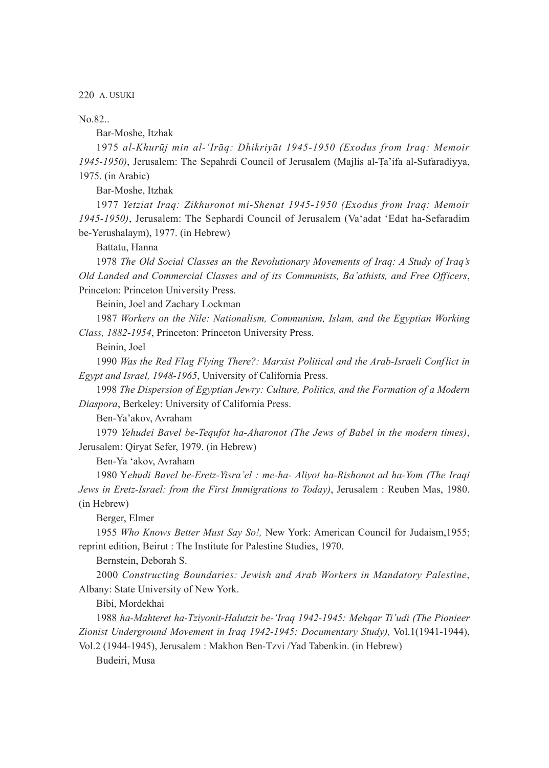No.82..

Bar-Moshe, Itzhak

1975 *al-Khurūj min al-ʻIrāq: Dhikriyāt 1945-1950 (Exodus from Iraq: Memoir 1945-1950)*, Jerusalem: The Sepahrdi Council of Jerusalem (Majlis al-Ṭa'ifa al-Sufaradiyya, 1975. (in Arabic)

Bar-Moshe, Itzhak

1977 *Yetziat Iraq: Zikhuronot mi-Shenat 1945-1950 (Exodus from Iraq: Memoir 1945-1950)*, Jerusalem: The Sephardi Council of Jerusalem (Va'adat 'Edat ha-Sefaradim be-Yerushalaym), 1977. (in Hebrew)

Battatu, Hanna

1978 *The Old Social Classes an the Revolutionary Movements of Iraq: A Study of Iraq's Old Landed and Commercial Classes and of its Communists, Ba'athists, and Free Officers*, Princeton: Princeton University Press.

Beinin, Joel and Zachary Lockman

1987 *Workers on the Nile: Nationalism, Communism, Islam, and the Egyptian Working Class, 1882-1954*, Princeton: Princeton University Press.

Beinin, Joel

1990 *Was the Red Flag Flying There?: Marxist Political and the Arab-Israeli Conflict in Egypt and Israel, 1948-1965*, University of California Press.

1998 *The Dispersion of Egyptian Jewry: Culture, Politics, and the Formation of a Modern Diaspora*, Berkeley: University of California Press.

Ben-Ya'akov, Avraham

1979 *Yehudei Bavel be-Tequfot ha-Aharonot (The Jews of Babel in the modern times)*, Jerusalem: Qiryat Sefer, 1979. (in Hebrew)

Ben-Ya 'akov, Avraham

1980 *Yehudi Bavel be-Eretz-Yisra'el : me-ha- Aliyot ha-Rishonot ad ha-Yom (The Iraqi Jews in Eretz-Israel: from the First Immigrations to Today)*, Jerusalem : Reuben Mas, 1980. (in Hebrew)

Berger, Elmer

1955 *Who Knows Better Must Say So!,* New York: American Council for Judaism,1955; reprint edition, Beirut : The Institute for Palestine Studies, 1970.

Bernstein, Deborah S.

2000 *Constructing Boundaries: Jewish and Arab Workers in Mandatory Palestine*, Albany: State University of New York.

Bibi, Mordekhai

1988 *ha-Mahteret ha-Tziyonit-Halutzit be-'Iraq 1942-1945: Mehqar Ti'udi (The Pionieer Zionist Underground Movement in Iraq 1942-1945: Documentary Study),* Vol.1(1941-1944), Vol.2 (1944-1945), Jerusalem : Makhon Ben-Tzvi /Yad Tabenkin. (in Hebrew)

Budeiri, Musa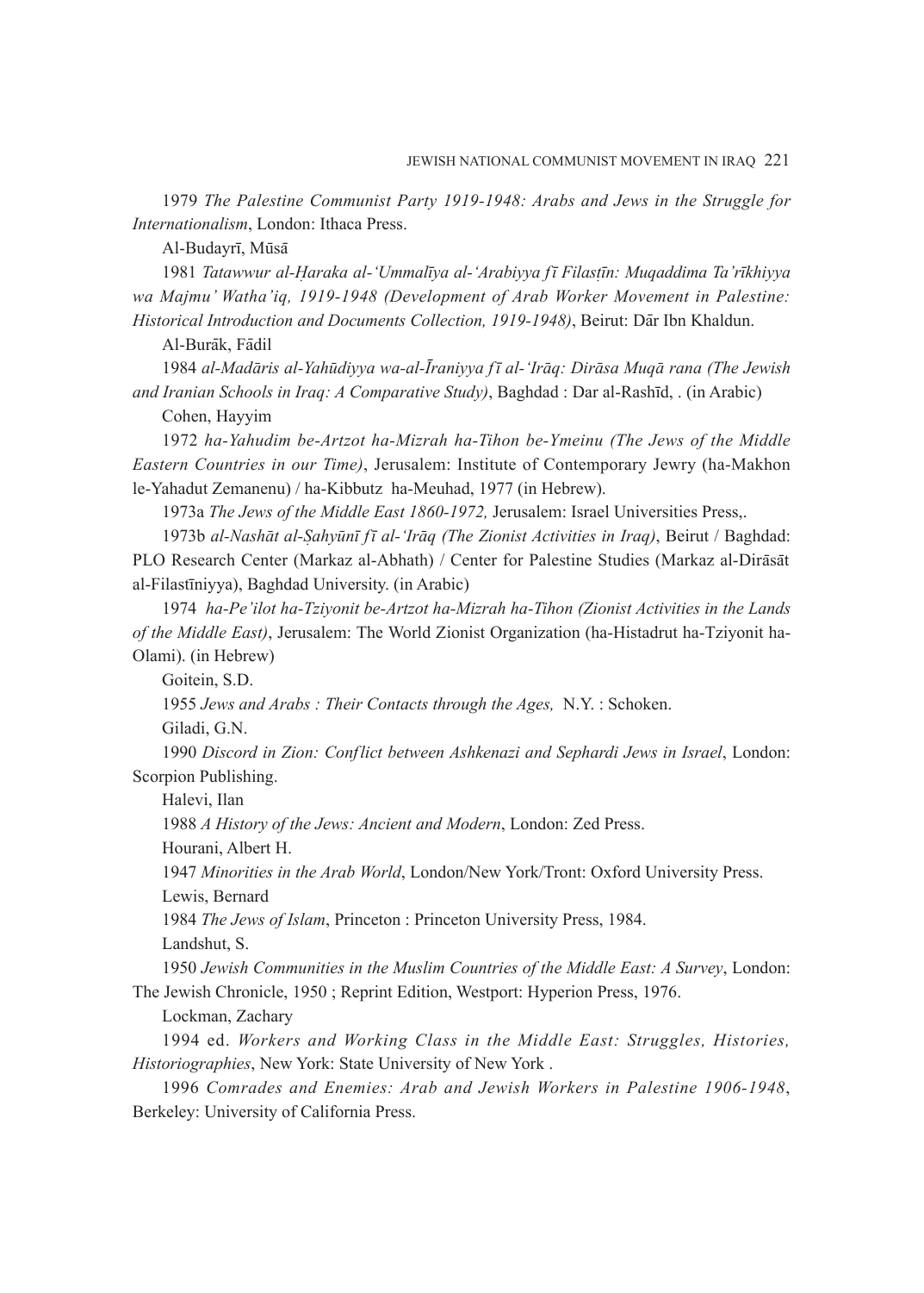1979 *The Palestine Communist Party 1919-1948: Arabs and Jews in the Struggle for Internationalism*, London: Ithaca Press.

Al-Budayrī, Mūsā

1981 *Tatawwur al-Ḥaraka al-'Ummalīya al-'Arabiyya fī Filasṭīn: Muqaddima Ta'rīkhiyya wa Majmu' Watha'iq, 1919-1948 (Development of Arab Worker Movement in Palestine: Historical Introduction and Documents Collection, 1919-1948)*, Beirut: Dār Ibn Khaldun.

Al-Burāk, Fādil

1984 *al-Madāris al-Yahūdiyya wa-al-Īraniyya fī al-'Irāq: Dirāsa Muqā rana (The Jewish and Iranian Schools in Iraq: A Comparative Study)*, Baghdad : Dar al-Rashīd, . (in Arabic)

Cohen, Hayyim

1972 *ha-Yahudim be-Artzot ha-Mizrah ha-Tihon be-Ymeinu (The Jews of the Middle Eastern Countries in our Time)*, Jerusalem: Institute of Contemporary Jewry (ha-Makhon le-Yahadut Zemanenu) / ha-Kibbutz ha-Meuhad, 1977 (in Hebrew).

1973a *The Jews of the Middle East 1860-1972,* Jerusalem: Israel Universities Press,.

1973b *al-Nashāt al-Ṣahyūnī fī al-'Irāq (The Zionist Activities in Iraq)*, Beirut / Baghdad: PLO Research Center (Markaz al-Abhath) / Center for Palestine Studies (Markaz al-Dirāsāt al-Filastīniyya), Baghdad University. (in Arabic)

1974 *ha-Pe'ilot ha-Tziyonit be-Artzot ha-Mizrah ha-Tihon (Zionist Activities in the Lands of the Middle East)*, Jerusalem: The World Zionist Organization (ha-Histadrut ha-Tziyonit ha-Olami). (in Hebrew)

Goitein, S.D.

1955 *Jews and Arabs : Their Contacts through the Ages,* N.Y. : Schoken.

Giladi, G.N.

1990 *Discord in Zion: Conflict between Ashkenazi and Sephardi Jews in Israel*, London: Scorpion Publishing.

Halevi, Ilan

1988 *A History of the Jews: Ancient and Modern*, London: Zed Press.

Hourani, Albert H.

1947 *Minorities in the Arab World*, London/New York/Tront: Oxford University Press.

Lewis, Bernard

1984 *The Jews of Islam*, Princeton : Princeton University Press, 1984.

Landshut, S.

1950 *Jewish Communities in the Muslim Countries of the Middle East: A Survey*, London: The Jewish Chronicle, 1950 ; Reprint Edition, Westport: Hyperion Press, 1976.

Lockman, Zachary

1994 ed. *Workers and Working Class in the Middle East: Struggles, Histories, Historiographies*, New York: State University of New York .

1996 *Comrades and Enemies: Arab and Jewish Workers in Palestine 1906-1948*, Berkeley: University of California Press.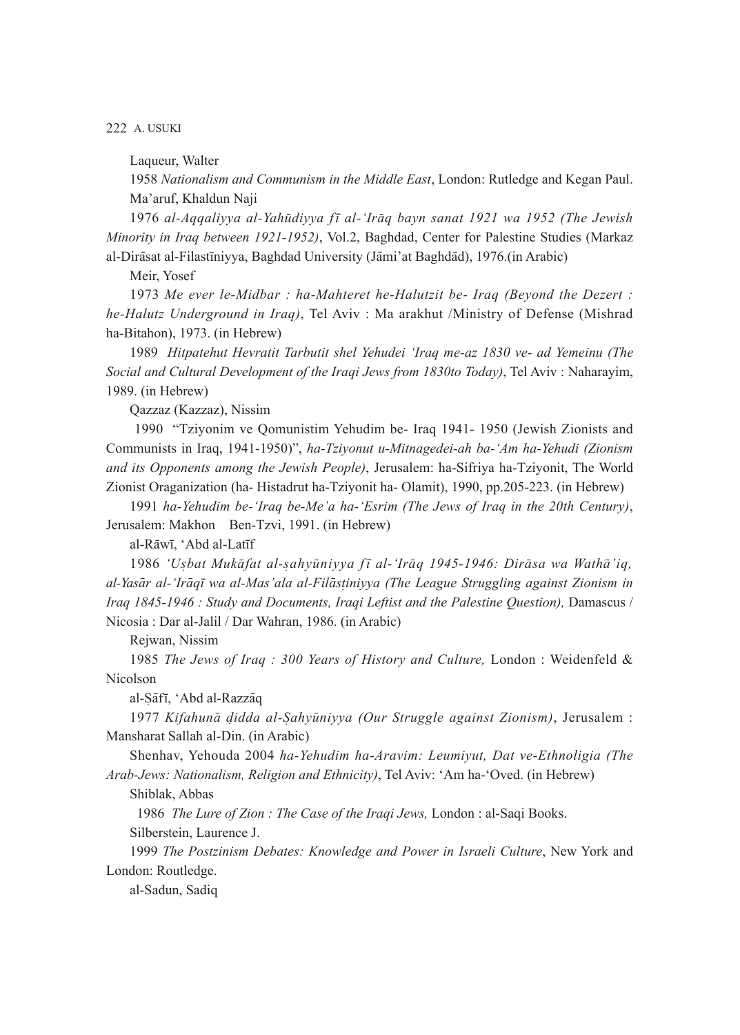Laqueur, Walter

1958 *Nationalism and Communism in the Middle East*, London: Rutledge and Kegan Paul.

Ma'aruf, Khaldun Naji

1976 *al-Aqqaliyya al-Yahūdiyya fī al-'Irāq bayn sanat 1921 wa 1952 (The Jewish Minority in Iraq between 1921-1952)*, Vol.2, Baghdad, Center for Palestine Studies (Markaz al-Dirāsat al-Filastīniyya, Baghdad University (Jāmi'at Baghdād), 1976.(in Arabic)

Meir, Yosef

1973 *Me ever le-Midbar : ha-Mahteret he-Halutzit be- Iraq (Beyond the Dezert : he-Halutz Underground in Iraq)*, Tel Aviv : Ma arakhut /Ministry of Defense (Mishrad ha-Bitahon), 1973. (in Hebrew)

1989 *Hitpatehut Hevratit Tarbutit shel Yehudei 'Iraq me-az 1830 ve- ad Yemeinu (The Social and Cultural Development of the Iraqi Jews from 1830to Today)*, Tel Aviv : Naharayim, 1989. (in Hebrew)

Qazzaz (Kazzaz), Nissim

1990 "Tziyonim ve Qomunistim Yehudim be- Iraq 1941- 1950 (Jewish Zionists and Communists in Iraq, 1941-1950)", *ha-Tziyonut u-Mitnagedei-ah ba-'Am ha-Yehudi (Zionism and its Opponents among the Jewish People)*, Jerusalem: ha-Sifriya ha-Tziyonit, The World Zionist Oraganization (ha- Histadrut ha-Tziyonit ha- Olamit), 1990, pp.205-223. (in Hebrew)

1991 *ha-Yehudim be-'Iraq be-Me'a ha-'Esrim (The Jews of Iraq in the 20th Century)*, Jerusalem: Makhon Ben-Tzvi, 1991. (in Hebrew)

al-Rāwī, 'Abd al-Latīf

1986 *'Uṣbat Mukāfat al-ṣahyūniyya fī al-'Irāq 1945-1946: Dirāsa wa Wathā'iq, al-Yasār al-'Irāqī wa al-Mas'ala al-Filāsṭiniyya (The League Struggling against Zionism in Iraq 1845-1946 : Study and Documents, Iraqi Leftist and the Palestine Question),* Damascus / Nicosia : Dar al-Jalil / Dar Wahran, 1986. (in Arabic)

Rejwan, Nissim

1985 *The Jews of Iraq : 300 Years of History and Culture,* London : Weidenfeld & Nicolson

al-Ṣāfī, 'Abd al-Razzāq

1977 *Kifahunā ḍidda al-Ṣahyūniyya (Our Struggle against Zionism)*, Jerusalem : Mansharat Sallah al-Din. (in Arabic)

Shenhav, Yehouda 2004 *ha-Yehudim ha-Aravim: Leumiyut, Dat ve-Ethnoligia (The Arab-Jews: Nationalism, Religion and Ethnicity)*, Tel Aviv: 'Am ha-'Oved. (in Hebrew)

Shiblak, Abbas

1986 *The Lure of Zion : The Case of the Iraqi Jews,* London : al-Saqi Books.

Silberstein, Laurence J.

1999 *The Postzinism Debates: Knowledge and Power in Israeli Culture*, New York and London: Routledge.

al-Sadun, Sadiq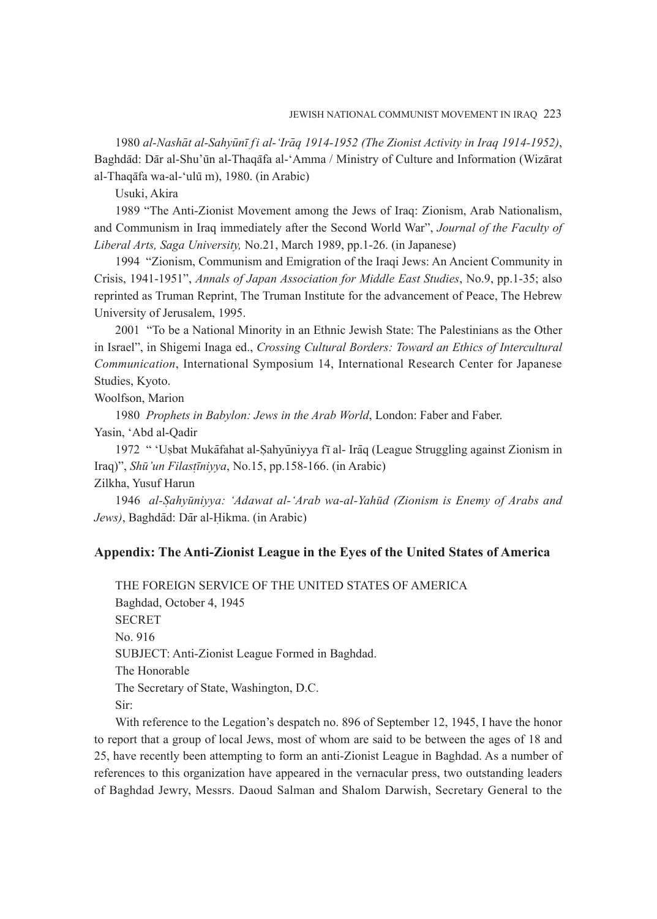1980 *al-Nashāt al-Sahyūnī fi al-ʻIrāq 1914-1952 (The Zionist Activity in Iraq 1914-1952)*, Baghdād: Dār al-Shu'ūn al-Thaqāfa al-ʻAmma / Ministry of Culture and Information (Wizārat al-Thaqāfa wa-al-ʻulū m), 1980. (in Arabic)

Usuki, Akira

1989 "The Anti-Zionist Movement among the Jews of Iraq: Zionism, Arab Nationalism, and Communism in Iraq immediately after the Second World War", *Journal of the Faculty of Liberal Arts, Saga University,* No.21, March 1989, pp.1-26. (in Japanese)

1994 "Zionism, Communism and Emigration of the Iraqi Jews: An Ancient Community in Crisis, 1941-1951", *Annals of Japan Association for Middle East Studies*, No.9, pp.1-35; also reprinted as Truman Reprint, The Truman Institute for the advancement of Peace, The Hebrew University of Jerusalem, 1995.

2001 "To be a National Minority in an Ethnic Jewish State: The Palestinians as the Other in Israel", in Shigemi Inaga ed., *Crossing Cultural Borders: Toward an Ethics of Intercultural Communication*, International Symposium 14, International Research Center for Japanese Studies, Kyoto.

Woolfson, Marion

1980 *Prophets in Babylon: Jews in the Arab World*, London: Faber and Faber.

Yasin, ʻAbd al-Qadir

1972 " ʻUṣbat Mukāfahat al-Ṣahyūniyya fī al- Irāq (League Struggling against Zionism in Iraq)", *Shū'un Filasṭīniyya*, No.15, pp.158-166. (in Arabic)

Zilkha, Yusuf Harun

1946 *al-Ṣahyūniyya: ʻAdawat al-ʻArab wa-al-Yahūd (Zionism is Enemy of Arabs and Jews)*, Baghdād: Dār al-Ḥikma. (in Arabic)

## Appendix: The Anti-Zionist League in the Eyes of the United States of America

THE FOREIGN SERVICE OF THE UNITED STATES OF AMERICA
Baghdad, October 4, 1945
SECRET
No. 916
SUBJECT: Anti-Zionist League Formed in Baghdad.
The Honorable
The Secretary of State, Washington, D.C.
Sir:

With reference to the Legation's despatch no. 896 of September 12, 1945, I have the honor to report that a group of local Jews, most of whom are said to be between the ages of 18 and 25, have recently been attempting to form an anti-Zionist League in Baghdad. As a number of references to this organization have appeared in the vernacular press, two outstanding leaders of Baghdad Jewry, Messrs. Daoud Salman and Shalom Darwish, Secretary General to the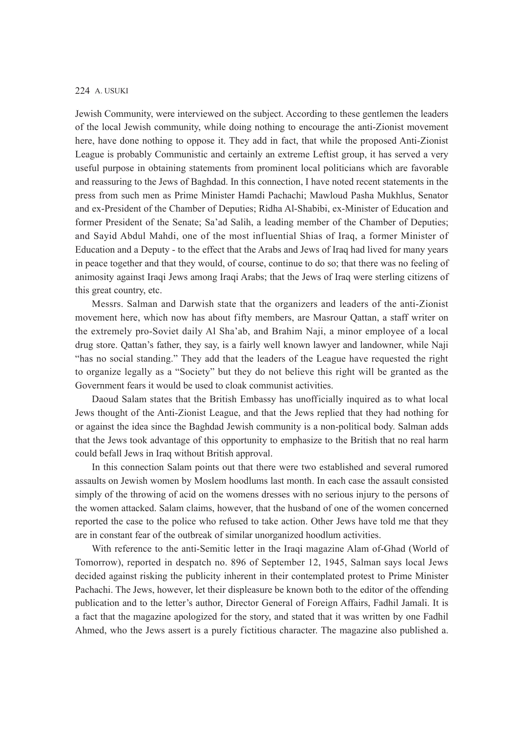Jewish Community, were interviewed on the subject. According to these gentlemen the leaders of the local Jewish community, while doing nothing to encourage the anti-Zionist movement here, have done nothing to oppose it. They add in fact, that while the proposed Anti-Zionist League is probably Communistic and certainly an extreme Leftist group, it has served a very useful purpose in obtaining statements from prominent local politicians which are favorable and reassuring to the Jews of Baghdad. In this connection, I have noted recent statements in the press from such men as Prime Minister Hamdi Pachachi; Mawloud Pasha Mukhlus, Senator and ex-President of the Chamber of Deputies; Ridha Al-Shabibi, ex-Minister of Education and former President of the Senate; Sa'ad Salih, a leading member of the Chamber of Deputies; and Sayid Abdul Mahdi, one of the most influential Shias of Iraq, a former Minister of Education and a Deputy - to the effect that the Arabs and Jews of Iraq had lived for many years in peace together and that they would, of course, continue to do so; that there was no feeling of animosity against Iraqi Jews among Iraqi Arabs; that the Jews of Iraq were sterling citizens of this great country, etc.

Messrs. Salman and Darwish state that the organizers and leaders of the anti-Zionist movement here, which now has about fifty members, are Masrour Qattan, a staff writer on the extremely pro-Soviet daily Al Sha'ab, and Brahim Naji, a minor employee of a local drug store. Qattan's father, they say, is a fairly well known lawyer and landowner, while Naji "has no social standing." They add that the leaders of the League have requested the right to organize legally as a "Society" but they do not believe this right will be granted as the Government fears it would be used to cloak communist activities.

Daoud Salam states that the British Embassy has unofficially inquired as to what local Jews thought of the Anti-Zionist League, and that the Jews replied that they had nothing for or against the idea since the Baghdad Jewish community is a non-political body. Salman adds that the Jews took advantage of this opportunity to emphasize to the British that no real harm could befall Jews in Iraq without British approval.

In this connection Salam points out that there were two established and several rumored assaults on Jewish women by Moslem hoodlums last month. In each case the assault consisted simply of the throwing of acid on the womens dresses with no serious injury to the persons of the women attacked. Salam claims, however, that the husband of one of the women concerned reported the case to the police who refused to take action. Other Jews have told me that they are in constant fear of the outbreak of similar unorganized hoodlum activities.

With reference to the anti-Semitic letter in the Iraqi magazine Alam of-Ghad (World of Tomorrow), reported in despatch no. 896 of September 12, 1945, Salman says local Jews decided against risking the publicity inherent in their contemplated protest to Prime Minister Pachachi. The Jews, however, let their displeasure be known both to the editor of the offending publication and to the letter's author, Director General of Foreign Affairs, Fadhil Jamali. It is a fact that the magazine apologized for the story, and stated that it was written by one Fadhil Ahmed, who the Jews assert is a purely fictitious character. The magazine also published a.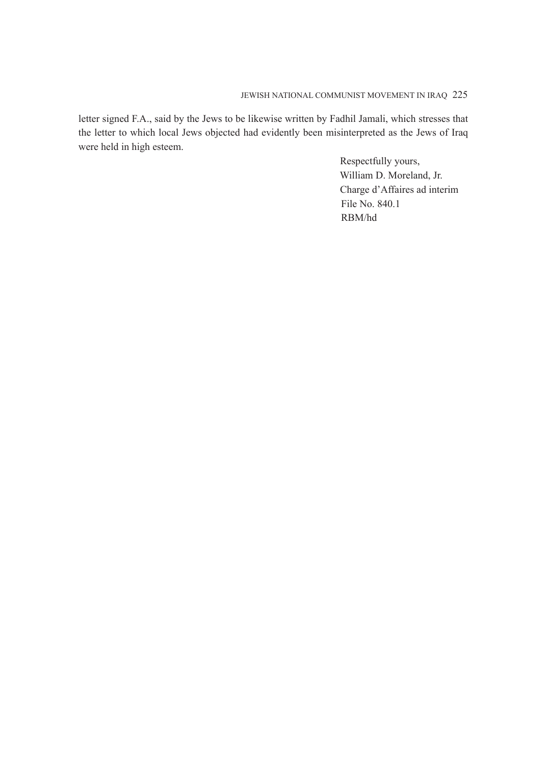letter signed F.A., said by the Jews to be likewise written by Fadhil Jamali, which stresses that the letter to which local Jews objected had evidently been misinterpreted as the Jews of Iraq were held in high esteem.

Respectfully yours,
William D. Moreland, Jr.
Charge d'Affaires ad interim
File No. 840.1
RBM/hd